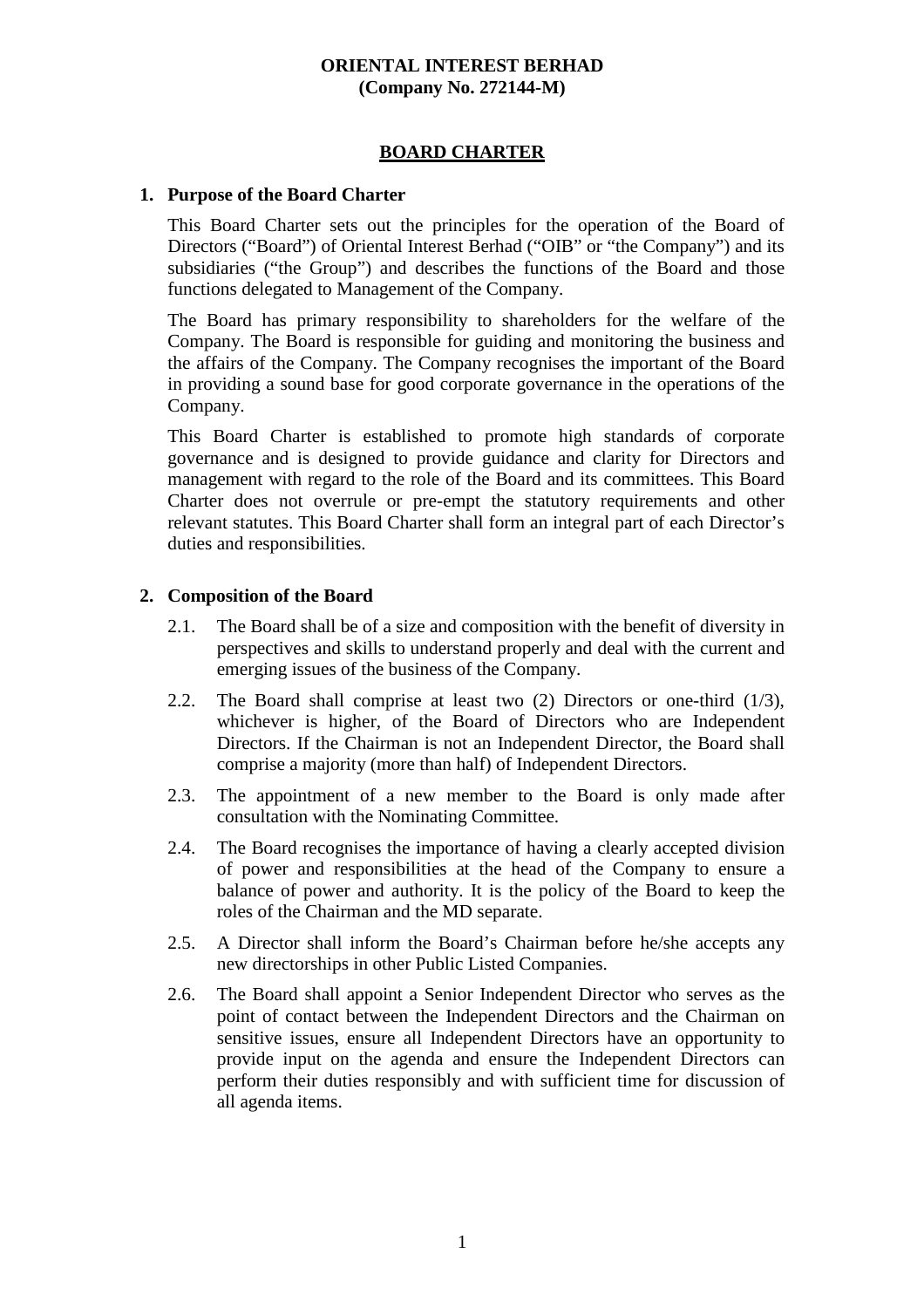**ORIENTAL INTEREST BERHAD**
**(Company No. 272144-M)**

# BOARD CHARTER

## 1. Purpose of the Board Charter

This Board Charter sets out the principles for the operation of the Board of Directors ("Board") of Oriental Interest Berhad ("OIB" or "the Company") and its subsidiaries ("the Group") and describes the functions of the Board and those functions delegated to Management of the Company.

The Board has primary responsibility to shareholders for the welfare of the Company. The Board is responsible for guiding and monitoring the business and the affairs of the Company. The Company recognises the important of the Board in providing a sound base for good corporate governance in the operations of the Company.

This Board Charter is established to promote high standards of corporate governance and is designed to provide guidance and clarity for Directors and management with regard to the role of the Board and its committees. This Board Charter does not overrule or pre-empt the statutory requirements and other relevant statutes. This Board Charter shall form an integral part of each Director's duties and responsibilities.

## 2. Composition of the Board

2.1. The Board shall be of a size and composition with the benefit of diversity in perspectives and skills to understand properly and deal with the current and emerging issues of the business of the Company.

2.2. The Board shall comprise at least two (2) Directors or one-third (1/3), whichever is higher, of the Board of Directors who are Independent Directors. If the Chairman is not an Independent Director, the Board shall comprise a majority (more than half) of Independent Directors.

2.3. The appointment of a new member to the Board is only made after consultation with the Nominating Committee.

2.4. The Board recognises the importance of having a clearly accepted division of power and responsibilities at the head of the Company to ensure a balance of power and authority. It is the policy of the Board to keep the roles of the Chairman and the MD separate.

2.5. A Director shall inform the Board's Chairman before he/she accepts any new directorships in other Public Listed Companies.

2.6. The Board shall appoint a Senior Independent Director who serves as the point of contact between the Independent Directors and the Chairman on sensitive issues, ensure all Independent Directors have an opportunity to provide input on the agenda and ensure the Independent Directors can perform their duties responsibly and with sufficient time for discussion of all agenda items.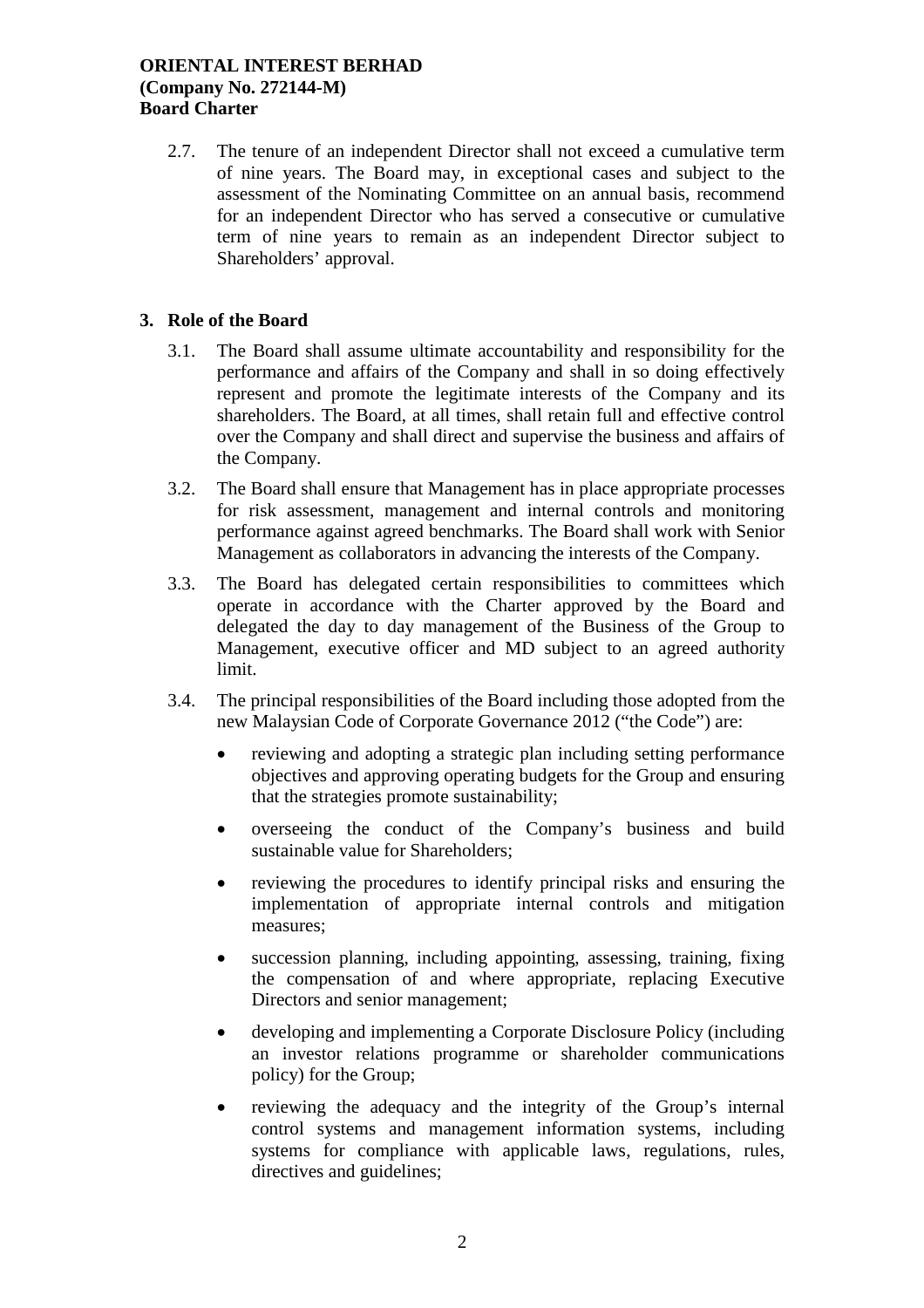2.7. The tenure of an independent Director shall not exceed a cumulative term of nine years. The Board may, in exceptional cases and subject to the assessment of the Nominating Committee on an annual basis, recommend for an independent Director who has served a consecutive or cumulative term of nine years to remain as an independent Director subject to Shareholders' approval.

## 3. Role of the Board

3.1. The Board shall assume ultimate accountability and responsibility for the performance and affairs of the Company and shall in so doing effectively represent and promote the legitimate interests of the Company and its shareholders. The Board, at all times, shall retain full and effective control over the Company and shall direct and supervise the business and affairs of the Company.

3.2. The Board shall ensure that Management has in place appropriate processes for risk assessment, management and internal controls and monitoring performance against agreed benchmarks. The Board shall work with Senior Management as collaborators in advancing the interests of the Company.

3.3. The Board has delegated certain responsibilities to committees which operate in accordance with the Charter approved by the Board and delegated the day to day management of the Business of the Group to Management, executive officer and MD subject to an agreed authority limit.

3.4. The principal responsibilities of the Board including those adopted from the new Malaysian Code of Corporate Governance 2012 ("the Code") are:

- reviewing and adopting a strategic plan including setting performance objectives and approving operating budgets for the Group and ensuring that the strategies promote sustainability;
- overseeing the conduct of the Company's business and build sustainable value for Shareholders;
- reviewing the procedures to identify principal risks and ensuring the implementation of appropriate internal controls and mitigation measures;
- succession planning, including appointing, assessing, training, fixing the compensation of and where appropriate, replacing Executive Directors and senior management;
- developing and implementing a Corporate Disclosure Policy (including an investor relations programme or shareholder communications policy) for the Group;
- reviewing the adequacy and the integrity of the Group's internal control systems and management information systems, including systems for compliance with applicable laws, regulations, rules, directives and guidelines;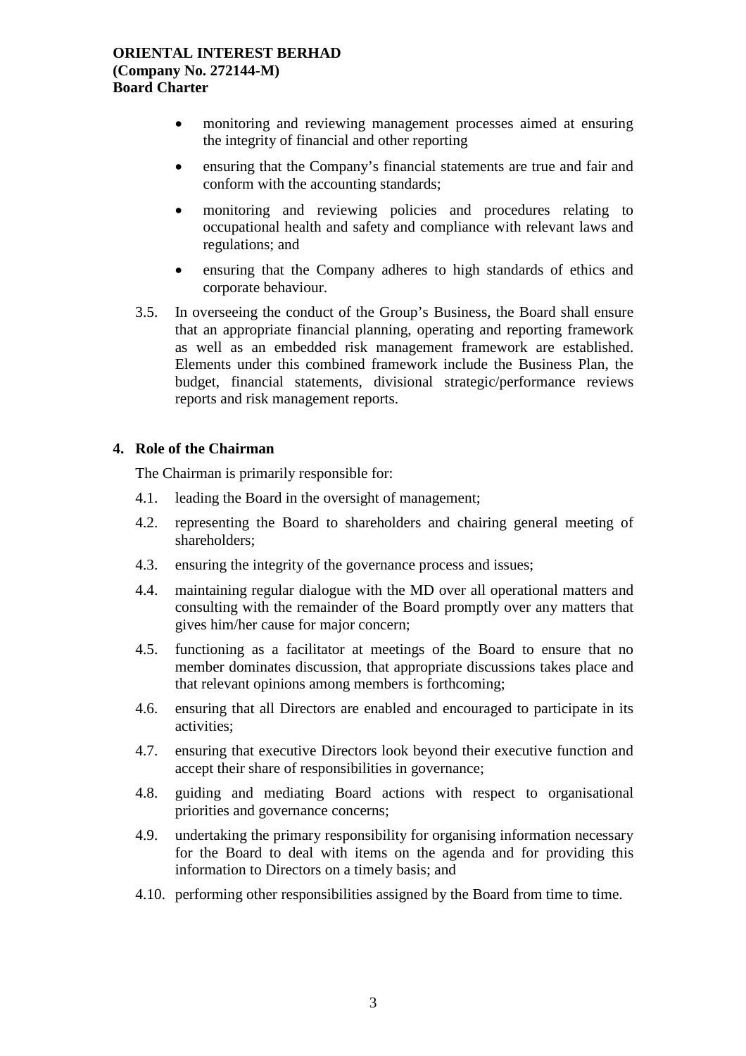- monitoring and reviewing management processes aimed at ensuring the integrity of financial and other reporting
- ensuring that the Company's financial statements are true and fair and conform with the accounting standards;
- monitoring and reviewing policies and procedures relating to occupational health and safety and compliance with relevant laws and regulations; and
- ensuring that the Company adheres to high standards of ethics and corporate behaviour.

3.5. In overseeing the conduct of the Group's Business, the Board shall ensure that an appropriate financial planning, operating and reporting framework as well as an embedded risk management framework are established. Elements under this combined framework include the Business Plan, the budget, financial statements, divisional strategic/performance reviews reports and risk management reports.

## 4. Role of the Chairman

The Chairman is primarily responsible for:

4.1. leading the Board in the oversight of management;

4.2. representing the Board to shareholders and chairing general meeting of shareholders;

4.3. ensuring the integrity of the governance process and issues;

4.4. maintaining regular dialogue with the MD over all operational matters and consulting with the remainder of the Board promptly over any matters that gives him/her cause for major concern;

4.5. functioning as a facilitator at meetings of the Board to ensure that no member dominates discussion, that appropriate discussions takes place and that relevant opinions among members is forthcoming;

4.6. ensuring that all Directors are enabled and encouraged to participate in its activities;

4.7. ensuring that executive Directors look beyond their executive function and accept their share of responsibilities in governance;

4.8. guiding and mediating Board actions with respect to organisational priorities and governance concerns;

4.9. undertaking the primary responsibility for organising information necessary for the Board to deal with items on the agenda and for providing this information to Directors on a timely basis; and

4.10. performing other responsibilities assigned by the Board from time to time.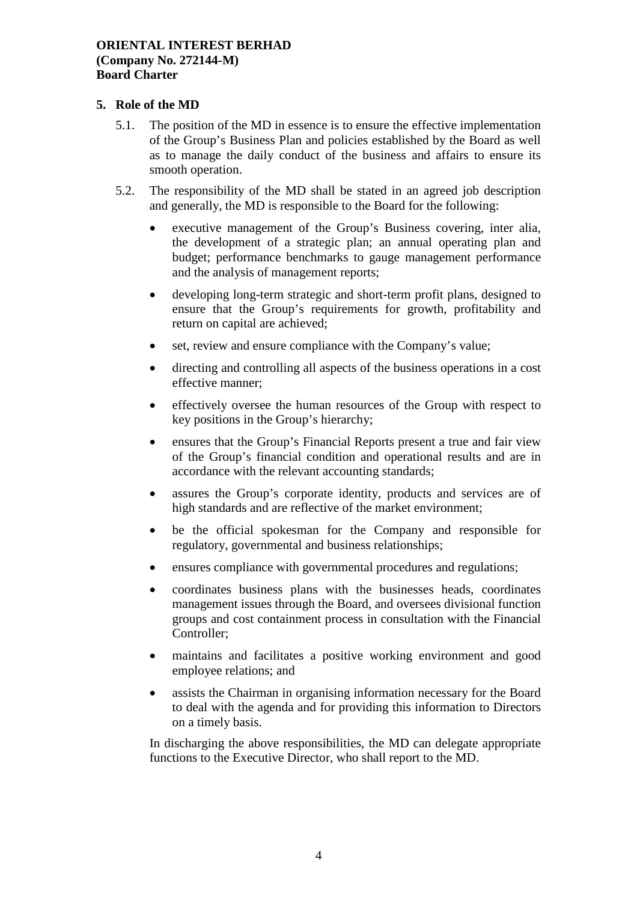## 5. Role of the MD

5.1. The position of the MD in essence is to ensure the effective implementation of the Group's Business Plan and policies established by the Board as well as to manage the daily conduct of the business and affairs to ensure its smooth operation.

5.2. The responsibility of the MD shall be stated in an agreed job description and generally, the MD is responsible to the Board for the following:

- executive management of the Group's Business covering, inter alia, the development of a strategic plan; an annual operating plan and budget; performance benchmarks to gauge management performance and the analysis of management reports;
- developing long-term strategic and short-term profit plans, designed to ensure that the Group's requirements for growth, profitability and return on capital are achieved;
- set, review and ensure compliance with the Company's value;
- directing and controlling all aspects of the business operations in a cost effective manner;
- effectively oversee the human resources of the Group with respect to key positions in the Group's hierarchy;
- ensures that the Group's Financial Reports present a true and fair view of the Group's financial condition and operational results and are in accordance with the relevant accounting standards;
- assures the Group's corporate identity, products and services are of high standards and are reflective of the market environment;
- be the official spokesman for the Company and responsible for regulatory, governmental and business relationships;
- ensures compliance with governmental procedures and regulations;
- coordinates business plans with the businesses heads, coordinates management issues through the Board, and oversees divisional function groups and cost containment process in consultation with the Financial Controller;
- maintains and facilitates a positive working environment and good employee relations; and
- assists the Chairman in organising information necessary for the Board to deal with the agenda and for providing this information to Directors on a timely basis.

In discharging the above responsibilities, the MD can delegate appropriate functions to the Executive Director, who shall report to the MD.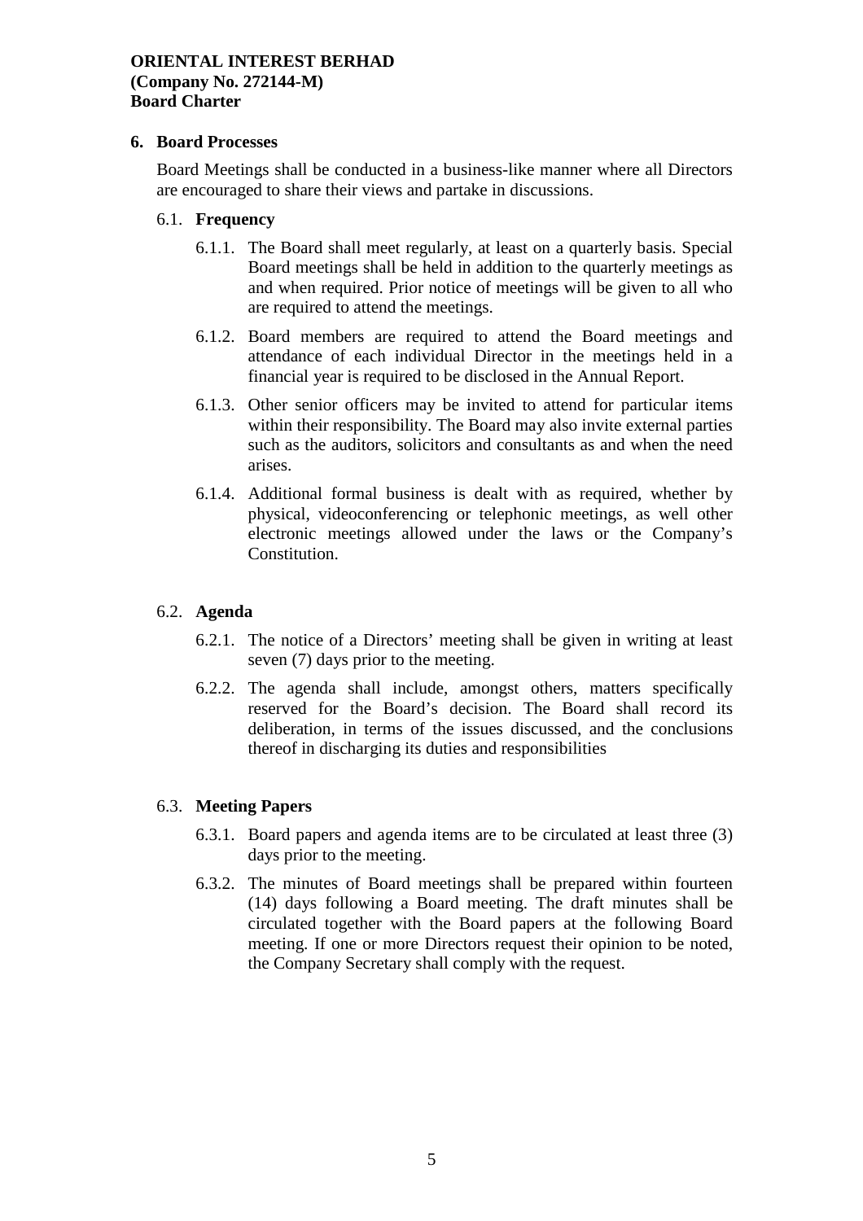## 6. Board Processes

Board Meetings shall be conducted in a business-like manner where all Directors are encouraged to share their views and partake in discussions.

### 6.1. Frequency

6.1.1. The Board shall meet regularly, at least on a quarterly basis. Special Board meetings shall be held in addition to the quarterly meetings as and when required. Prior notice of meetings will be given to all who are required to attend the meetings.

6.1.2. Board members are required to attend the Board meetings and attendance of each individual Director in the meetings held in a financial year is required to be disclosed in the Annual Report.

6.1.3. Other senior officers may be invited to attend for particular items within their responsibility. The Board may also invite external parties such as the auditors, solicitors and consultants as and when the need arises.

6.1.4. Additional formal business is dealt with as required, whether by physical, videoconferencing or telephonic meetings, as well other electronic meetings allowed under the laws or the Company's Constitution.

### 6.2. Agenda

6.2.1. The notice of a Directors' meeting shall be given in writing at least seven (7) days prior to the meeting.

6.2.2. The agenda shall include, amongst others, matters specifically reserved for the Board's decision. The Board shall record its deliberation, in terms of the issues discussed, and the conclusions thereof in discharging its duties and responsibilities

### 6.3. Meeting Papers

6.3.1. Board papers and agenda items are to be circulated at least three (3) days prior to the meeting.

6.3.2. The minutes of Board meetings shall be prepared within fourteen (14) days following a Board meeting. The draft minutes shall be circulated together with the Board papers at the following Board meeting. If one or more Directors request their opinion to be noted, the Company Secretary shall comply with the request.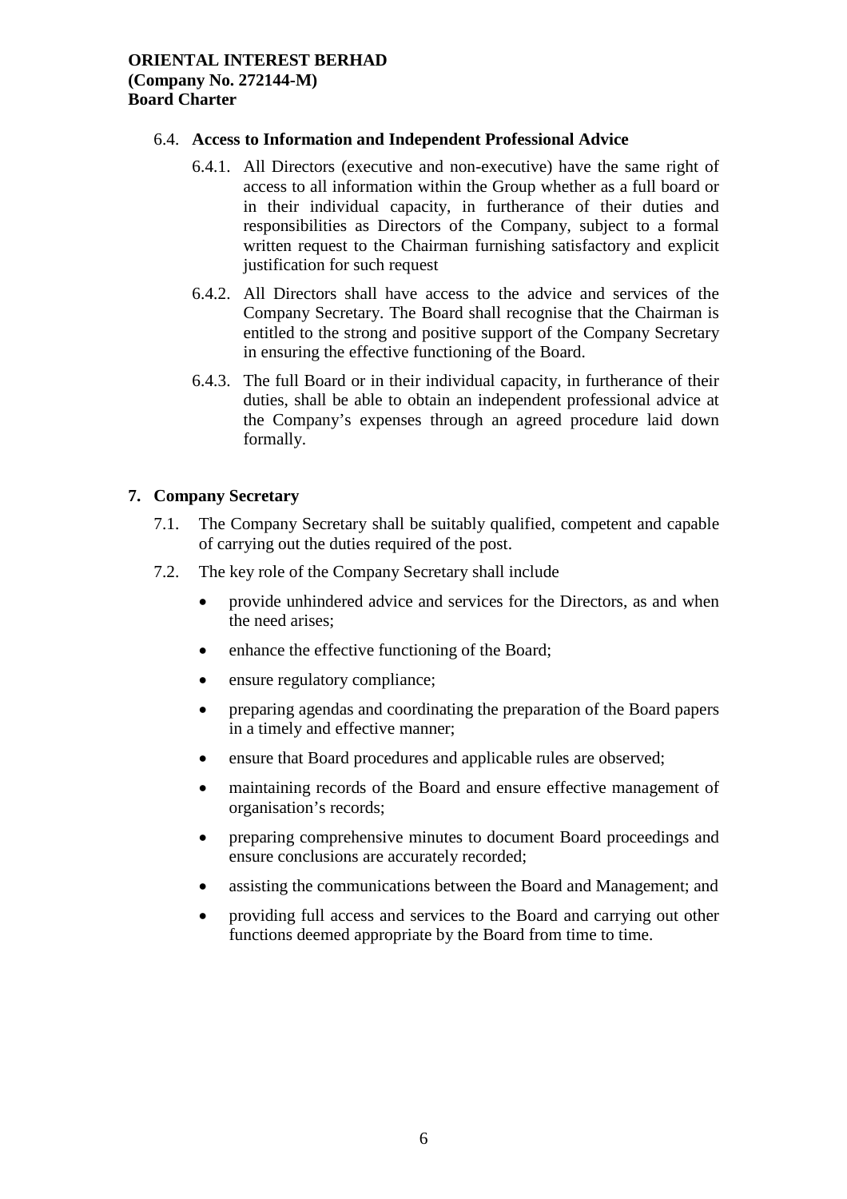### 6.4. Access to Information and Independent Professional Advice

6.4.1. All Directors (executive and non-executive) have the same right of access to all information within the Group whether as a full board or in their individual capacity, in furtherance of their duties and responsibilities as Directors of the Company, subject to a formal written request to the Chairman furnishing satisfactory and explicit justification for such request

6.4.2. All Directors shall have access to the advice and services of the Company Secretary. The Board shall recognise that the Chairman is entitled to the strong and positive support of the Company Secretary in ensuring the effective functioning of the Board.

6.4.3. The full Board or in their individual capacity, in furtherance of their duties, shall be able to obtain an independent professional advice at the Company's expenses through an agreed procedure laid down formally.

## 7. Company Secretary

7.1. The Company Secretary shall be suitably qualified, competent and capable of carrying out the duties required of the post.

7.2. The key role of the Company Secretary shall include

- provide unhindered advice and services for the Directors, as and when the need arises;
- enhance the effective functioning of the Board;
- ensure regulatory compliance;
- preparing agendas and coordinating the preparation of the Board papers in a timely and effective manner;
- ensure that Board procedures and applicable rules are observed;
- maintaining records of the Board and ensure effective management of organisation's records;
- preparing comprehensive minutes to document Board proceedings and ensure conclusions are accurately recorded;
- assisting the communications between the Board and Management; and
- providing full access and services to the Board and carrying out other functions deemed appropriate by the Board from time to time.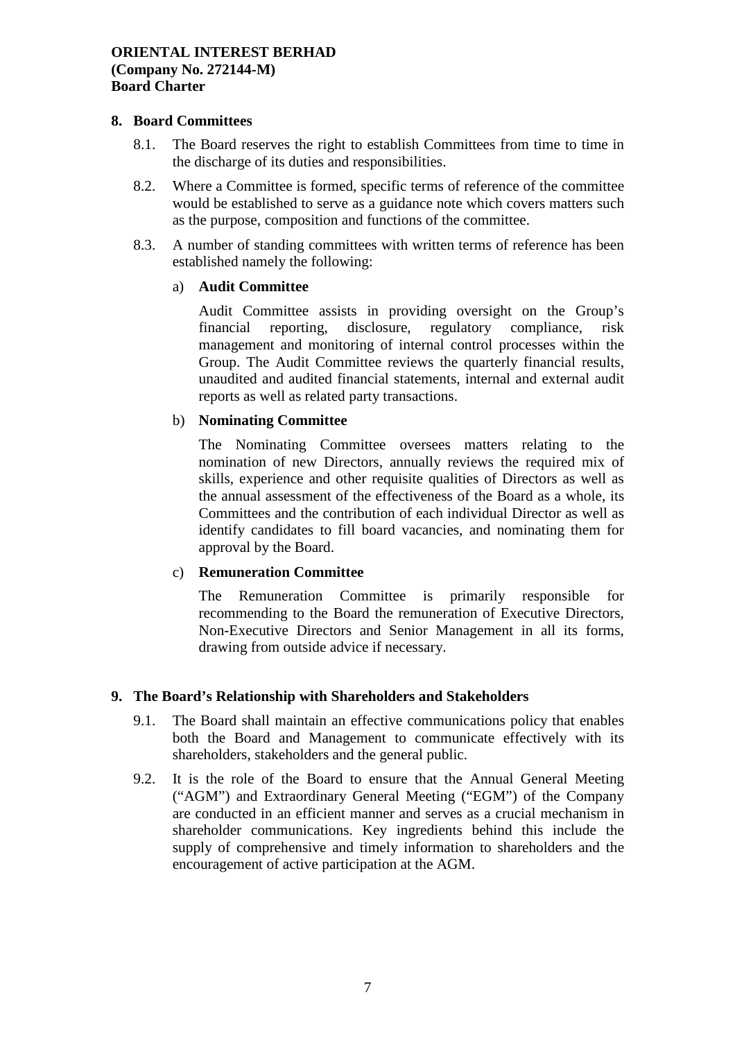## 8. Board Committees

8.1. The Board reserves the right to establish Committees from time to time in the discharge of its duties and responsibilities.

8.2. Where a Committee is formed, specific terms of reference of the committee would be established to serve as a guidance note which covers matters such as the purpose, composition and functions of the committee.

8.3. A number of standing committees with written terms of reference has been established namely the following:

a) **Audit Committee**

Audit Committee assists in providing oversight on the Group's financial reporting, disclosure, regulatory compliance, risk management and monitoring of internal control processes within the Group. The Audit Committee reviews the quarterly financial results, unaudited and audited financial statements, internal and external audit reports as well as related party transactions.

b) **Nominating Committee**

The Nominating Committee oversees matters relating to the nomination of new Directors, annually reviews the required mix of skills, experience and other requisite qualities of Directors as well as the annual assessment of the effectiveness of the Board as a whole, its Committees and the contribution of each individual Director as well as identify candidates to fill board vacancies, and nominating them for approval by the Board.

c) **Remuneration Committee**

The Remuneration Committee is primarily responsible for recommending to the Board the remuneration of Executive Directors, Non-Executive Directors and Senior Management in all its forms, drawing from outside advice if necessary.

## 9. The Board's Relationship with Shareholders and Stakeholders

9.1. The Board shall maintain an effective communications policy that enables both the Board and Management to communicate effectively with its shareholders, stakeholders and the general public.

9.2. It is the role of the Board to ensure that the Annual General Meeting ("AGM") and Extraordinary General Meeting ("EGM") of the Company are conducted in an efficient manner and serves as a crucial mechanism in shareholder communications. Key ingredients behind this include the supply of comprehensive and timely information to shareholders and the encouragement of active participation at the AGM.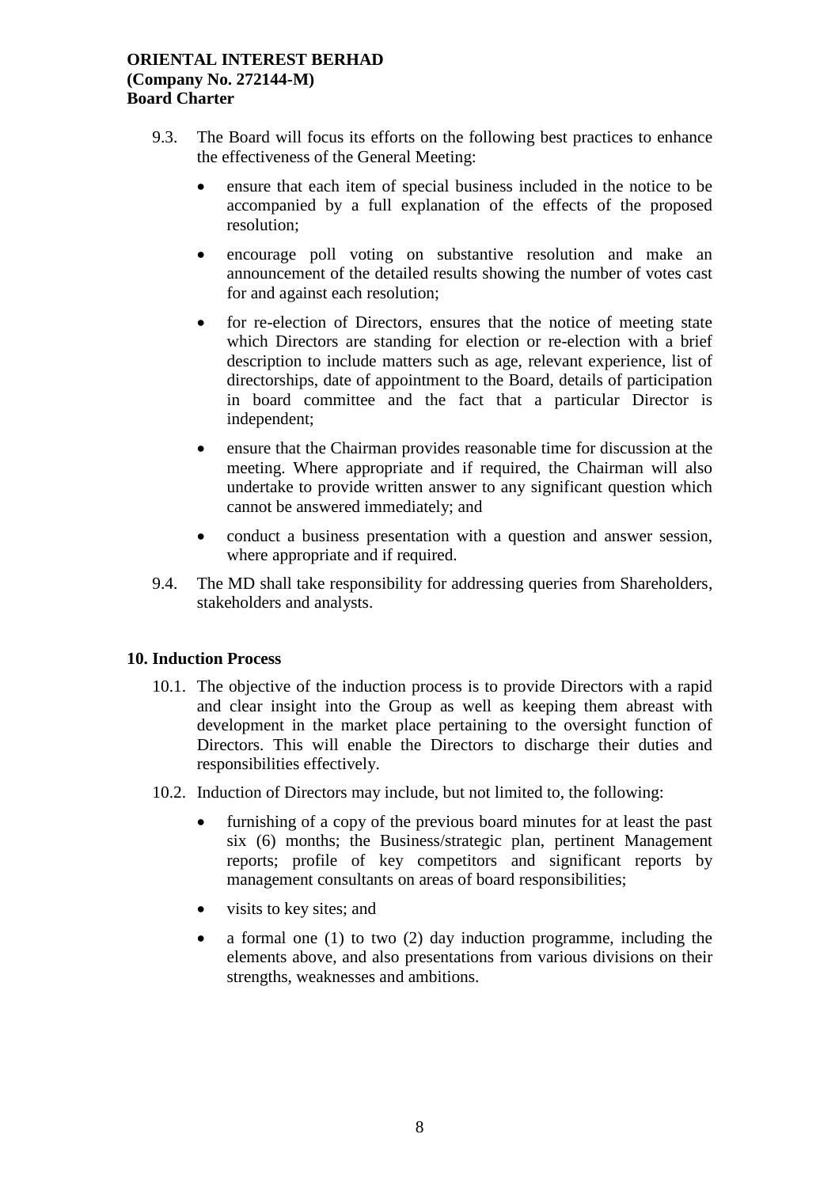9.3. The Board will focus its efforts on the following best practices to enhance the effectiveness of the General Meeting:

- ensure that each item of special business included in the notice to be accompanied by a full explanation of the effects of the proposed resolution;
- encourage poll voting on substantive resolution and make an announcement of the detailed results showing the number of votes cast for and against each resolution;
- for re-election of Directors, ensures that the notice of meeting state which Directors are standing for election or re-election with a brief description to include matters such as age, relevant experience, list of directorships, date of appointment to the Board, details of participation in board committee and the fact that a particular Director is independent;
- ensure that the Chairman provides reasonable time for discussion at the meeting. Where appropriate and if required, the Chairman will also undertake to provide written answer to any significant question which cannot be answered immediately; and
- conduct a business presentation with a question and answer session, where appropriate and if required.

9.4. The MD shall take responsibility for addressing queries from Shareholders, stakeholders and analysts.

## 10. Induction Process

10.1. The objective of the induction process is to provide Directors with a rapid and clear insight into the Group as well as keeping them abreast with development in the market place pertaining to the oversight function of Directors. This will enable the Directors to discharge their duties and responsibilities effectively.

10.2. Induction of Directors may include, but not limited to, the following:

- furnishing of a copy of the previous board minutes for at least the past six (6) months; the Business/strategic plan, pertinent Management reports; profile of key competitors and significant reports by management consultants on areas of board responsibilities;
- visits to key sites; and
- a formal one (1) to two (2) day induction programme, including the elements above, and also presentations from various divisions on their strengths, weaknesses and ambitions.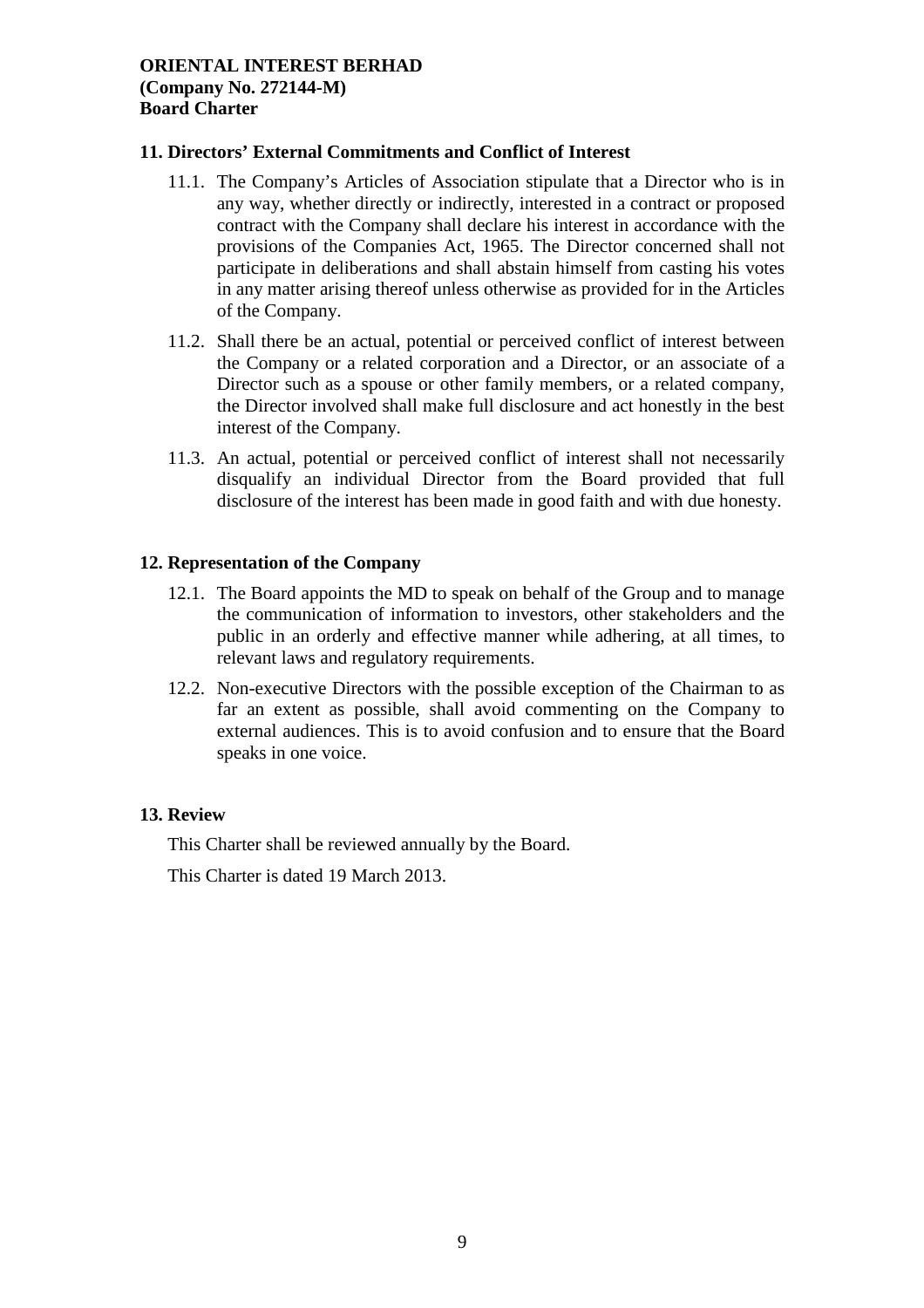## 11. Directors' External Commitments and Conflict of Interest

11.1. The Company's Articles of Association stipulate that a Director who is in any way, whether directly or indirectly, interested in a contract or proposed contract with the Company shall declare his interest in accordance with the provisions of the Companies Act, 1965. The Director concerned shall not participate in deliberations and shall abstain himself from casting his votes in any matter arising thereof unless otherwise as provided for in the Articles of the Company.

11.2. Shall there be an actual, potential or perceived conflict of interest between the Company or a related corporation and a Director, or an associate of a Director such as a spouse or other family members, or a related company, the Director involved shall make full disclosure and act honestly in the best interest of the Company.

11.3. An actual, potential or perceived conflict of interest shall not necessarily disqualify an individual Director from the Board provided that full disclosure of the interest has been made in good faith and with due honesty.

## 12. Representation of the Company

12.1. The Board appoints the MD to speak on behalf of the Group and to manage the communication of information to investors, other stakeholders and the public in an orderly and effective manner while adhering, at all times, to relevant laws and regulatory requirements.

12.2. Non-executive Directors with the possible exception of the Chairman to as far an extent as possible, shall avoid commenting on the Company to external audiences. This is to avoid confusion and to ensure that the Board speaks in one voice.

## 13. Review

This Charter shall be reviewed annually by the Board.

This Charter is dated 19 March 2013.